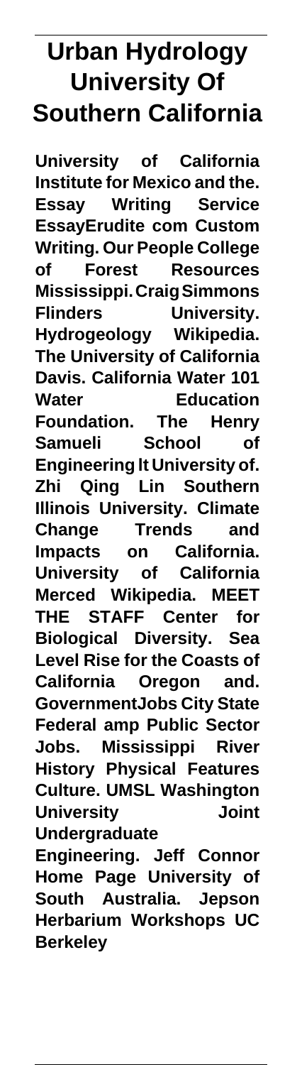# Urban Hydrology University Of Southern California

**University of California Institute for Mexico and the. Essay Writing Service EssayErudite com Custom Writing. Our People College of Forest Resources Mississippi. Craig Simmons Flinders University. Hydrogeology Wikipedia. The University of California Davis. California Water 101 Water Education Foundation. The Henry Samueli School of Engineering lt University of. Zhi Qing Lin Southern Illinois University. Climate Change Trends and Impacts on California. University of California Merced Wikipedia. MEET THE STAFF Center for Biological Diversity. Sea Level Rise for the Coasts of California Oregon and. GovernmentJobs City State Federal amp Public Sector Jobs. Mississippi River History Physical Features Culture. UMSL Washington University Joint Undergraduate Engineering. Jeff Connor Home Page University of South Australia. Jepson Herbarium Workshops UC Berkeley**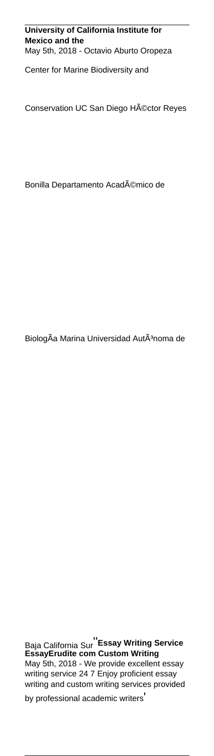**University of California Institute for Mexico and the**
May 5th, 2018 - Octavio Aburto Oropeza Center for Marine Biodiversity and Conservation UC San Diego HÃ©ctor Reyes Bonilla Departamento AcadÃ©mico de BiologÃa Marina Universidad AutÃ³noma de Baja California Sur''**Essay Writing Service EssayErudite com Custom Writing**
May 5th, 2018 - We provide excellent essay writing service 24 7 Enjoy proficient essay writing and custom writing services provided by professional academic writers'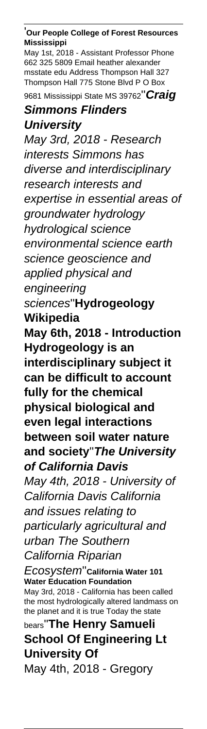'**Our People College of Forest Resources Mississippi**

May 1st, 2018 - Assistant Professor Phone 662 325 5809 Email heather alexander msstate edu Address Thompson Hall 327 Thompson Hall 775 Stone Blvd P O Box 9681 Mississippi State MS 39762''***Craig Simmons Flinders University***

*May 3rd, 2018 - Research interests Simmons has diverse and interdisciplinary research interests and expertise in essential areas of groundwater hydrology hydrological science environmental science earth science geoscience and applied physical and engineering sciences*''**Hydrogeology Wikipedia**

**May 6th, 2018 - Introduction Hydrogeology is an interdisciplinary subject it can be difficult to account fully for the chemical physical biological and even legal interactions between soil water nature and society**''***The University of California Davis***

*May 4th, 2018 - University of California Davis California and issues relating to particularly agricultural and urban The Southern California Riparian Ecosystem*''**California Water 101 Water Education Foundation**

May 3rd, 2018 - California has been called the most hydrologically altered landmass on the planet and it is true Today the state bears''**The Henry Samueli School Of Engineering Lt University Of**

May 4th, 2018 - Gregory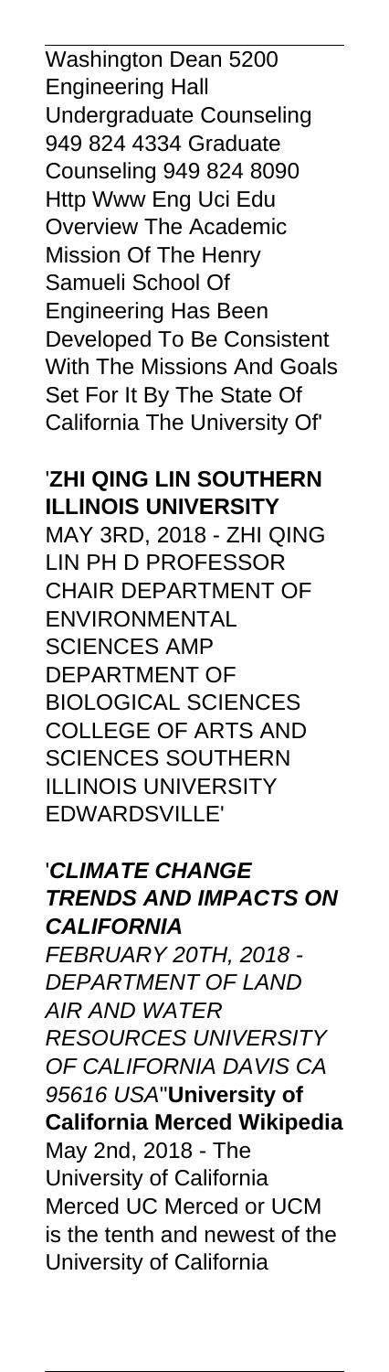Washington Dean 5200 Engineering Hall Undergraduate Counseling 949 824 4334 Graduate Counseling 949 824 8090 Http Www Eng Uci Edu Overview The Academic Mission Of The Henry Samueli School Of Engineering Has Been Developed To Be Consistent With The Missions And Goals Set For It By The State Of California The University Of'

'**ZHI QING LIN SOUTHERN ILLINOIS UNIVERSITY**
MAY 3RD, 2018 - ZHI QING LIN PH D PROFESSOR CHAIR DEPARTMENT OF ENVIRONMENTAL SCIENCES AMP DEPARTMENT OF BIOLOGICAL SCIENCES COLLEGE OF ARTS AND SCIENCES SOUTHERN ILLINOIS UNIVERSITY EDWARDSVILLE'

'***CLIMATE CHANGE TRENDS AND IMPACTS ON CALIFORNIA***
*FEBRUARY 20TH, 2018 - DEPARTMENT OF LAND AIR AND WATER RESOURCES UNIVERSITY OF CALIFORNIA DAVIS CA 95616 USA*''**University of California Merced Wikipedia**
May 2nd, 2018 - The University of California Merced UC Merced or UCM is the tenth and newest of the University of California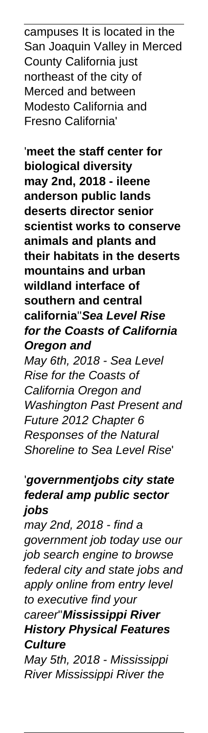campuses It is located in the San Joaquin Valley in Merced County California just northeast of the city of Merced and between Modesto California and Fresno California'

'**meet the staff center for biological diversity may 2nd, 2018 - ileene anderson public lands deserts director senior scientist works to conserve animals and plants and their habitats in the deserts mountains and urban wildland interface of southern and central california**''***Sea Level Rise for the Coasts of California Oregon and***

*May 6th, 2018 - Sea Level Rise for the Coasts of California Oregon and Washington Past Present and Future 2012 Chapter 6 Responses of the Natural Shoreline to Sea Level Rise*'

'***governmentjobs city state federal amp public sector jobs***

*may 2nd, 2018 - find a government job today use our job search engine to browse federal city and state jobs and apply online from entry level to executive find your career*''***Mississippi River History Physical Features Culture***

*May 5th, 2018 - Mississippi River Mississippi River the*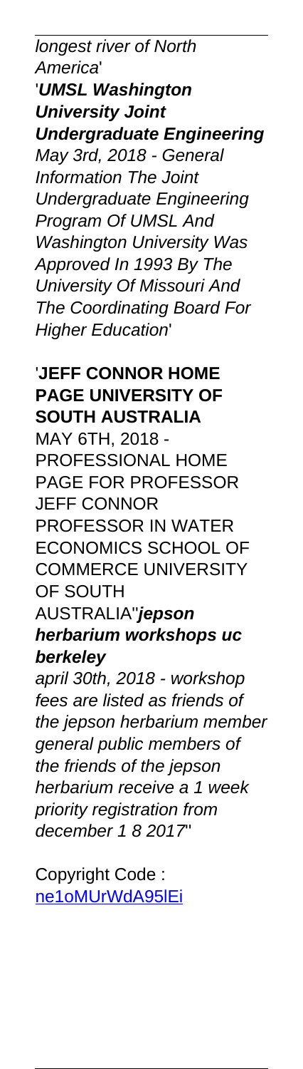*longest river of North America*'

'***UMSL Washington University Joint Undergraduate Engineering***

*May 3rd, 2018 - General Information The Joint Undergraduate Engineering Program Of UMSL And Washington University Was Approved In 1993 By The University Of Missouri And The Coordinating Board For Higher Education*'

'**JEFF CONNOR HOME PAGE UNIVERSITY OF SOUTH AUSTRALIA**

MAY 6TH, 2018 - PROFESSIONAL HOME PAGE FOR PROFESSOR JEFF CONNOR PROFESSOR IN WATER ECONOMICS SCHOOL OF COMMERCE UNIVERSITY OF SOUTH AUSTRALIA''***jepson herbarium workshops uc berkeley***

*april 30th, 2018 - workshop fees are listed as friends of the jepson herbarium member general public members of the friends of the jepson herbarium receive a 1 week priority registration from december 1 8 2017*''

Copyright Code : ne1oMUrWdA95lEi